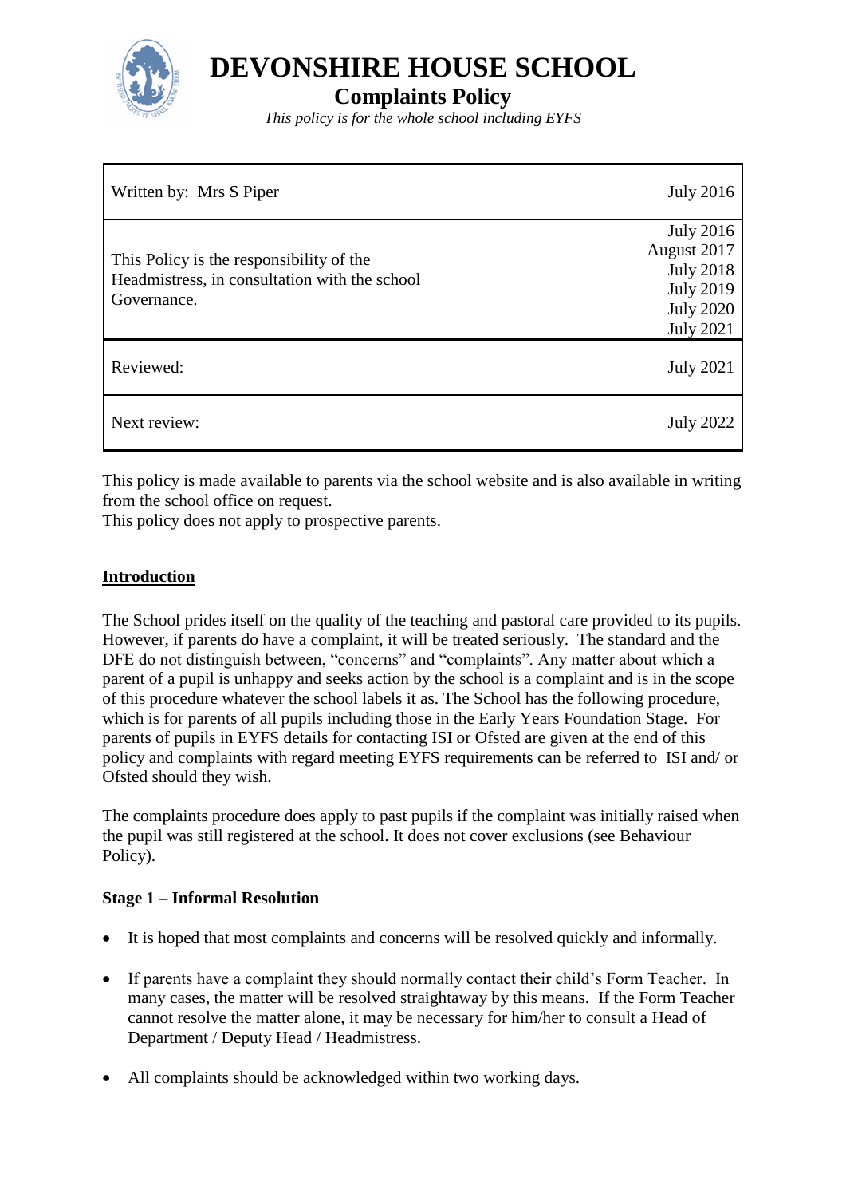# DEVONSHIRE HOUSE SCHOOL

## Complaints Policy

*This policy is for the whole school including EYFS*

| Written by: Mrs S Piper | July 2016 |
|---|---|
| This Policy is the responsibility of the Headmistress, in consultation with the school Governance. | July 2016<br>August 2017<br>July 2018<br>July 2019<br>July 2020<br>July 2021 |
| Reviewed: | July 2021 |
| Next review: | July 2022 |

This policy is made available to parents via the school website and is also available in writing from the school office on request.
This policy does not apply to prospective parents.

### Introduction

The School prides itself on the quality of the teaching and pastoral care provided to its pupils. However, if parents do have a complaint, it will be treated seriously. The standard and the DFE do not distinguish between, "concerns" and "complaints". Any matter about which a parent of a pupil is unhappy and seeks action by the school is a complaint and is in the scope of this procedure whatever the school labels it as. The School has the following procedure, which is for parents of all pupils including those in the Early Years Foundation Stage. For parents of pupils in EYFS details for contacting ISI or Ofsted are given at the end of this policy and complaints with regard meeting EYFS requirements can be referred to ISI and/ or Ofsted should they wish.

The complaints procedure does apply to past pupils if the complaint was initially raised when the pupil was still registered at the school. It does not cover exclusions (see Behaviour Policy).

**Stage 1 – Informal Resolution**

- It is hoped that most complaints and concerns will be resolved quickly and informally.
- If parents have a complaint they should normally contact their child's Form Teacher. In many cases, the matter will be resolved straightaway by this means. If the Form Teacher cannot resolve the matter alone, it may be necessary for him/her to consult a Head of Department / Deputy Head / Headmistress.
- All complaints should be acknowledged within two working days.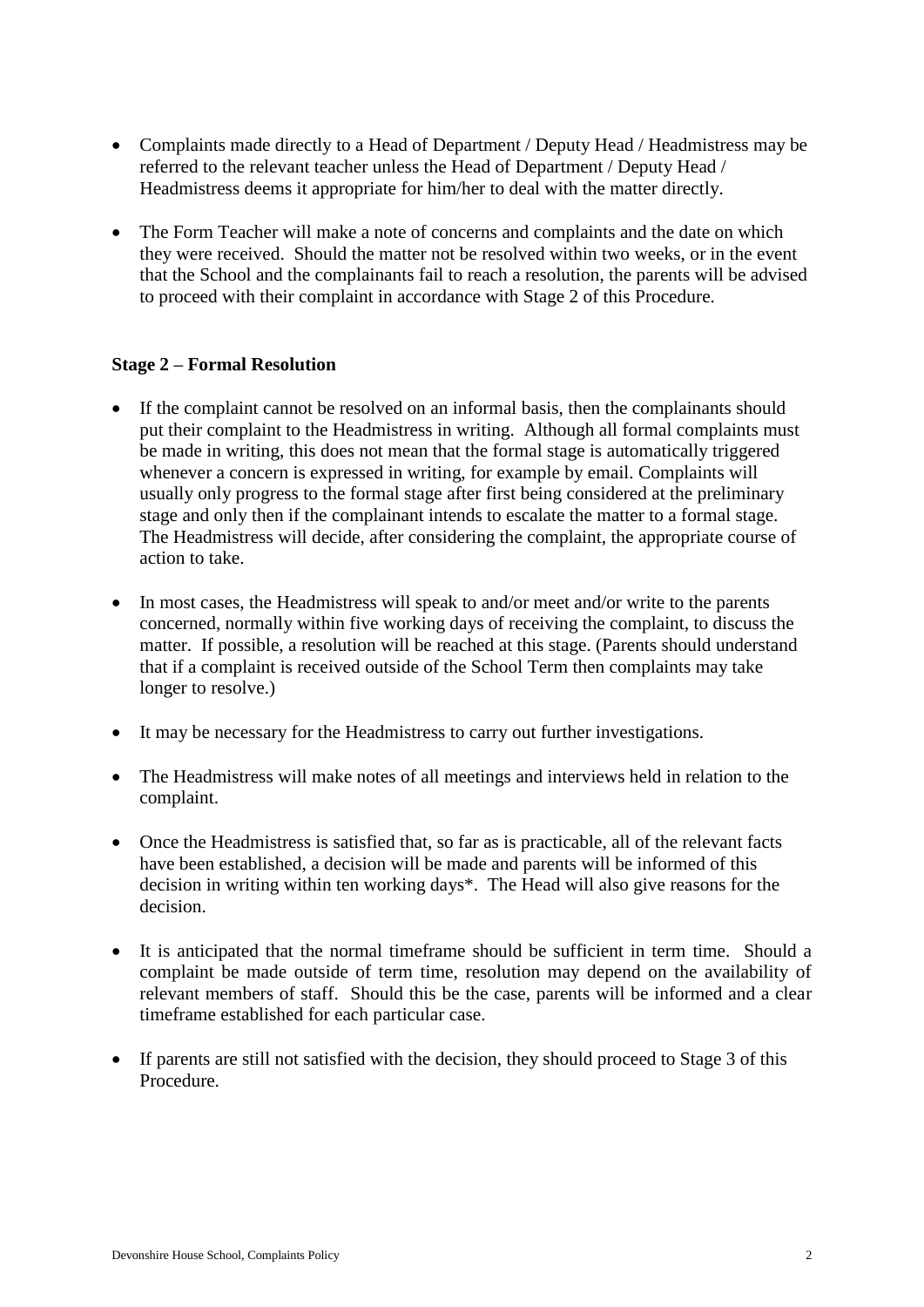- Complaints made directly to a Head of Department / Deputy Head / Headmistress may be referred to the relevant teacher unless the Head of Department / Deputy Head / Headmistress deems it appropriate for him/her to deal with the matter directly.

- The Form Teacher will make a note of concerns and complaints and the date on which they were received. Should the matter not be resolved within two weeks, or in the event that the School and the complainants fail to reach a resolution, the parents will be advised to proceed with their complaint in accordance with Stage 2 of this Procedure.

**Stage 2 – Formal Resolution**

- If the complaint cannot be resolved on an informal basis, then the complainants should put their complaint to the Headmistress in writing. Although all formal complaints must be made in writing, this does not mean that the formal stage is automatically triggered whenever a concern is expressed in writing, for example by email. Complaints will usually only progress to the formal stage after first being considered at the preliminary stage and only then if the complainant intends to escalate the matter to a formal stage. The Headmistress will decide, after considering the complaint, the appropriate course of action to take.

- In most cases, the Headmistress will speak to and/or meet and/or write to the parents concerned, normally within five working days of receiving the complaint, to discuss the matter. If possible, a resolution will be reached at this stage. (Parents should understand that if a complaint is received outside of the School Term then complaints may take longer to resolve.)

- It may be necessary for the Headmistress to carry out further investigations.

- The Headmistress will make notes of all meetings and interviews held in relation to the complaint.

- Once the Headmistress is satisfied that, so far as is practicable, all of the relevant facts have been established, a decision will be made and parents will be informed of this decision in writing within ten working days*. The Head will also give reasons for the decision.

- It is anticipated that the normal timeframe should be sufficient in term time. Should a complaint be made outside of term time, resolution may depend on the availability of relevant members of staff. Should this be the case, parents will be informed and a clear timeframe established for each particular case.

- If parents are still not satisfied with the decision, they should proceed to Stage 3 of this Procedure.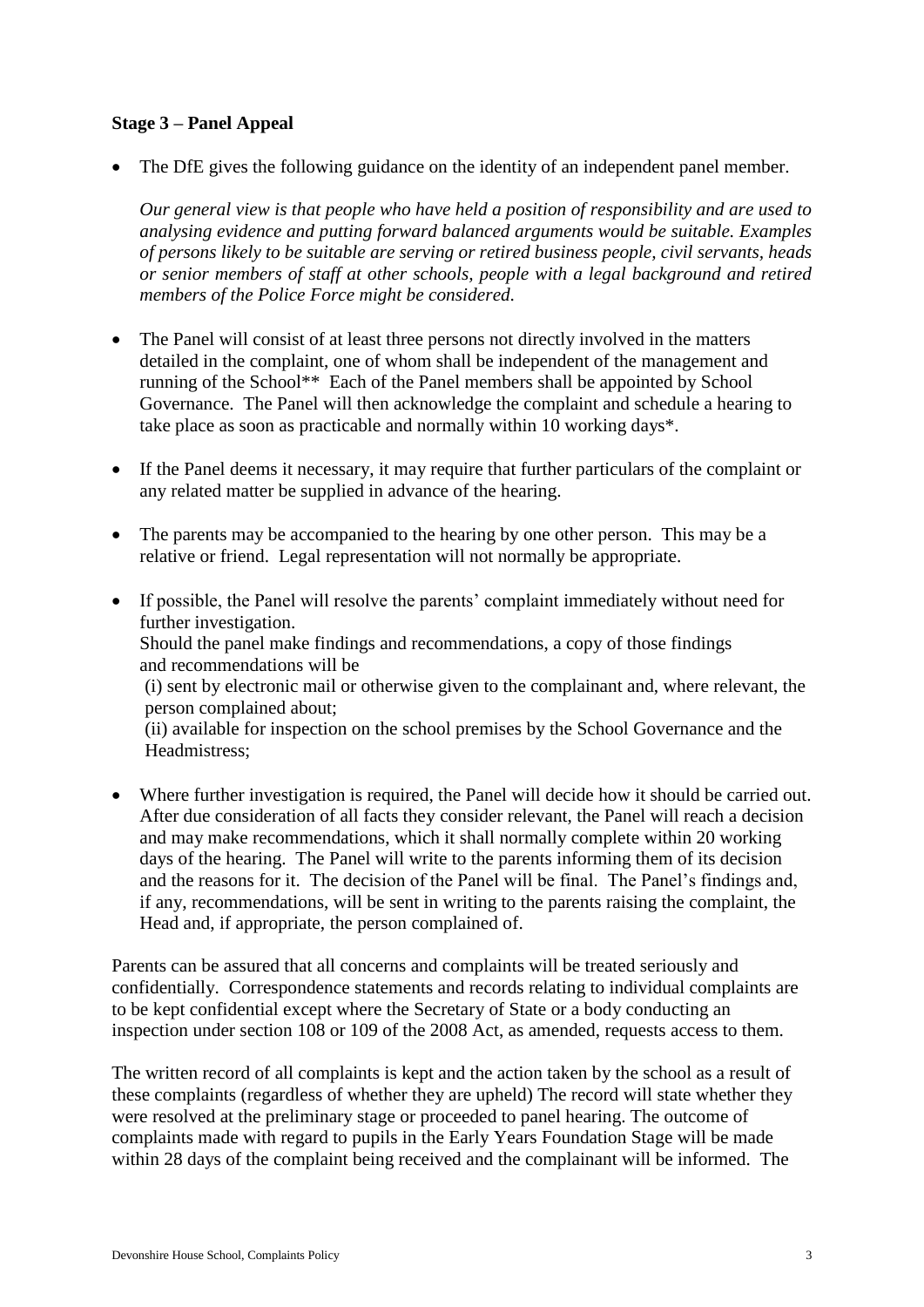**Stage 3 – Panel Appeal**

- The DfE gives the following guidance on the identity of an independent panel member.

  *Our general view is that people who have held a position of responsibility and are used to analysing evidence and putting forward balanced arguments would be suitable. Examples of persons likely to be suitable are serving or retired business people, civil servants, heads or senior members of staff at other schools, people with a legal background and retired members of the Police Force might be considered.*

- The Panel will consist of at least three persons not directly involved in the matters detailed in the complaint, one of whom shall be independent of the management and running of the School** Each of the Panel members shall be appointed by School Governance. The Panel will then acknowledge the complaint and schedule a hearing to take place as soon as practicable and normally within 10 working days*.

- If the Panel deems it necessary, it may require that further particulars of the complaint or any related matter be supplied in advance of the hearing.

- The parents may be accompanied to the hearing by one other person. This may be a relative or friend. Legal representation will not normally be appropriate.

- If possible, the Panel will resolve the parents' complaint immediately without need for further investigation.
  Should the panel make findings and recommendations, a copy of those findings and recommendations will be
  (i) sent by electronic mail or otherwise given to the complainant and, where relevant, the person complained about;
  (ii) available for inspection on the school premises by the School Governance and the Headmistress;

- Where further investigation is required, the Panel will decide how it should be carried out. After due consideration of all facts they consider relevant, the Panel will reach a decision and may make recommendations, which it shall normally complete within 20 working days of the hearing. The Panel will write to the parents informing them of its decision and the reasons for it. The decision of the Panel will be final. The Panel's findings and, if any, recommendations, will be sent in writing to the parents raising the complaint, the Head and, if appropriate, the person complained of.

Parents can be assured that all concerns and complaints will be treated seriously and confidentially. Correspondence statements and records relating to individual complaints are to be kept confidential except where the Secretary of State or a body conducting an inspection under section 108 or 109 of the 2008 Act, as amended, requests access to them.

The written record of all complaints is kept and the action taken by the school as a result of these complaints (regardless of whether they are upheld) The record will state whether they were resolved at the preliminary stage or proceeded to panel hearing. The outcome of complaints made with regard to pupils in the Early Years Foundation Stage will be made within 28 days of the complaint being received and the complainant will be informed. The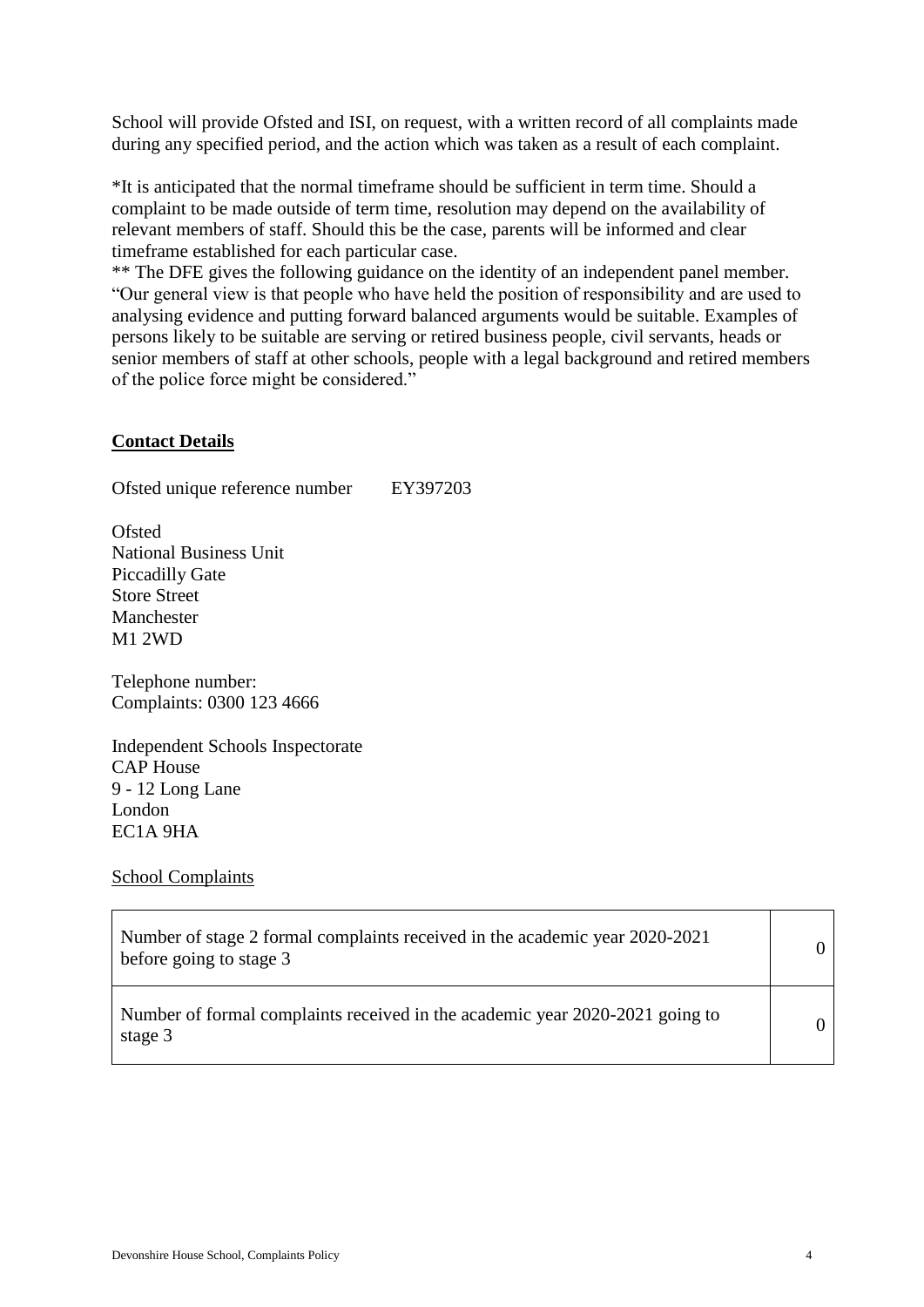School will provide Ofsted and ISI, on request, with a written record of all complaints made during any specified period, and the action which was taken as a result of each complaint.

*It is anticipated that the normal timeframe should be sufficient in term time. Should a complaint to be made outside of term time, resolution may depend on the availability of relevant members of staff. Should this be the case, parents will be informed and clear timeframe established for each particular case.
** The DFE gives the following guidance on the identity of an independent panel member. "Our general view is that people who have held the position of responsibility and are used to analysing evidence and putting forward balanced arguments would be suitable. Examples of persons likely to be suitable are serving or retired business people, civil servants, heads or senior members of staff at other schools, people with a legal background and retired members of the police force might be considered."

## Contact Details

Ofsted unique reference number EY397203

Ofsted
National Business Unit
Piccadilly Gate
Store Street
Manchester
M1 2WD

Telephone number:
Complaints: 0300 123 4666

Independent Schools Inspectorate
CAP House
9 - 12 Long Lane
London
EC1A 9HA

School Complaints

| | |
|---|---|
| Number of stage 2 formal complaints received in the academic year 2020-2021 before going to stage 3 | 0 |
| Number of formal complaints received in the academic year 2020-2021 going to stage 3 | 0 |